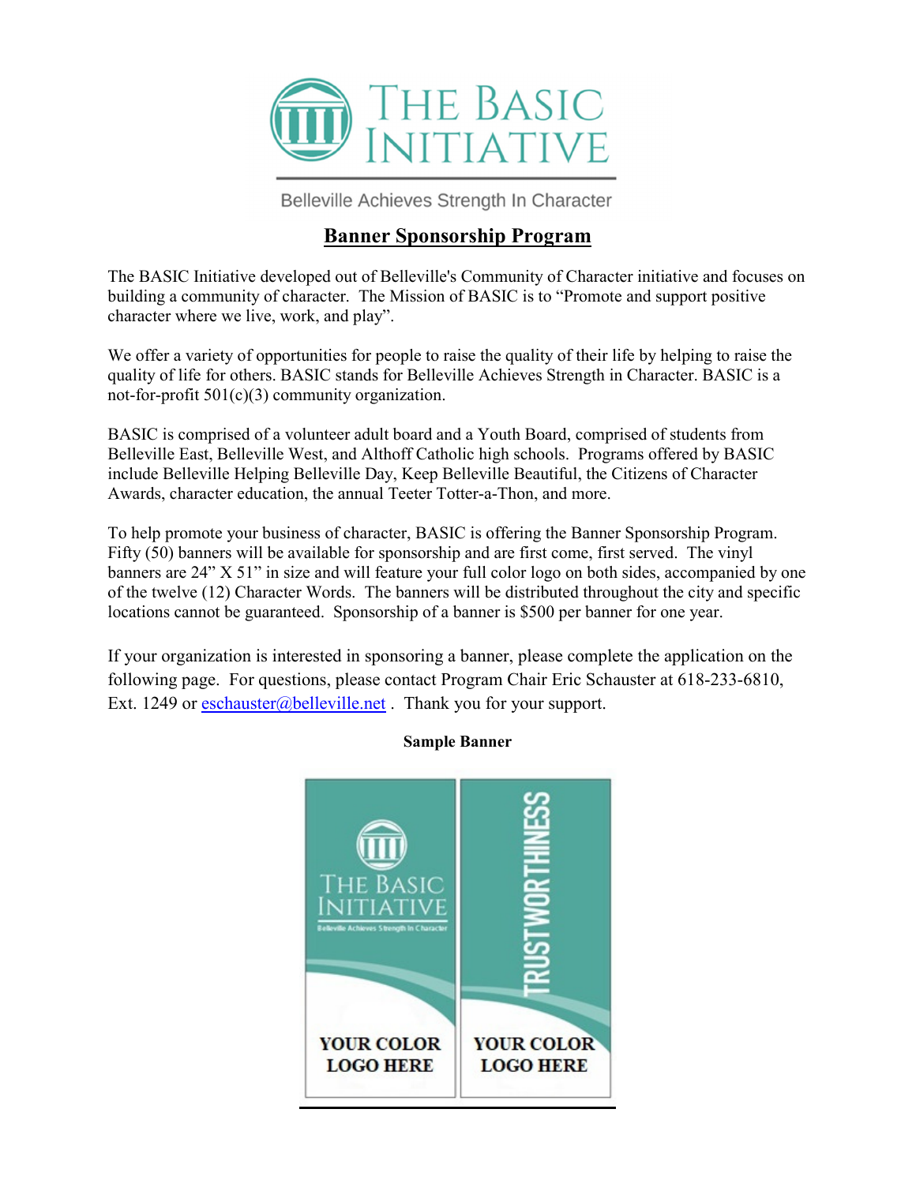# THE BASIC INITIATIVE

Belleville Achieves Strength In Character

## Banner Sponsorship Program

The BASIC Initiative developed out of Belleville's Community of Character initiative and focuses on building a community of character. The Mission of BASIC is to "Promote and support positive character where we live, work, and play".

We offer a variety of opportunities for people to raise the quality of their life by helping to raise the quality of life for others. BASIC stands for Belleville Achieves Strength in Character. BASIC is a not-for-profit 501(c)(3) community organization.

BASIC is comprised of a volunteer adult board and a Youth Board, comprised of students from Belleville East, Belleville West, and Althoff Catholic high schools. Programs offered by BASIC include Belleville Helping Belleville Day, Keep Belleville Beautiful, the Citizens of Character Awards, character education, the annual Teeter Totter-a-Thon, and more.

To help promote your business of character, BASIC is offering the Banner Sponsorship Program. Fifty (50) banners will be available for sponsorship and are first come, first served. The vinyl banners are 24" X 51" in size and will feature your full color logo on both sides, accompanied by one of the twelve (12) Character Words. The banners will be distributed throughout the city and specific locations cannot be guaranteed. Sponsorship of a banner is $500 per banner for one year.

If your organization is interested in sponsoring a banner, please complete the application on the following page. For questions, please contact Program Chair Eric Schauster at 618-233-6810, Ext. 1249 or eschauster@belleville.net . Thank you for your support.

**Sample Banner**

THE BASIC INITIATIVE
Belleville Achieves Strength In Character

YOUR COLOR LOGO HERE

TRUSTWORTHINESS

YOUR COLOR LOGO HERE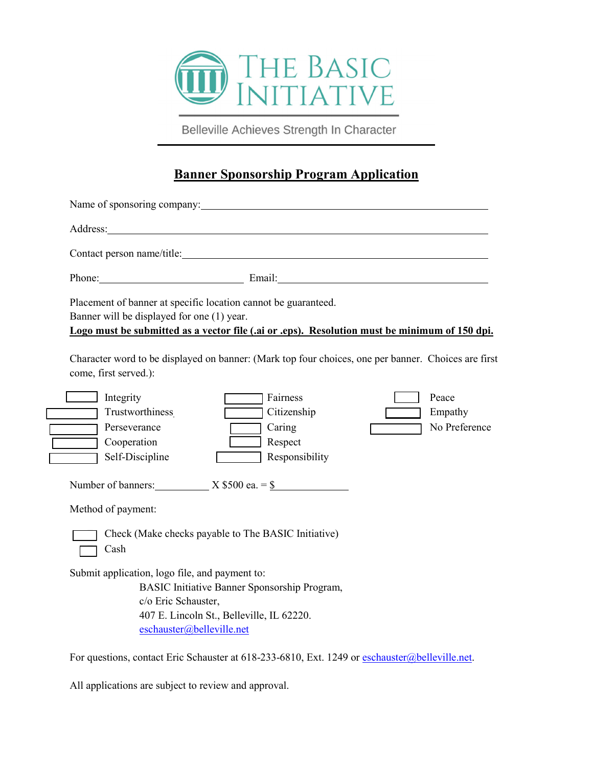THE BASIC INITIATIVE

Belleville Achieves Strength In Character

# Banner Sponsorship Program Application

Name of sponsoring company: ______________________________

Address: ______________________________

Contact person name/title: ______________________________

Phone: ______________ Email: ______________________________

Placement of banner at specific location cannot be guaranteed.
Banner will be displayed for one (1) year.
**Logo must be submitted as a vector file (.ai or .eps). Resolution must be minimum of 150 dpi.**

Character word to be displayed on banner: (Mark top four choices, one per banner. Choices are first come, first served.):

| | | |
|---|---|---|
| ☐ Integrity | ☐ Fairness | ☐ Peace |
| ☐ Trustworthiness | ☐ Citizenship | ☐ Empathy |
| ☐ Perseverance | ☐ Caring | ☐ No Preference |
| ☐ Cooperation | ☐ Respect | |
| ☐ Self-Discipline | ☐ Responsibility | |

Number of banners: __________ X $500 ea. = $ ____________

Method of payment:

☐ Check (Make checks payable to The BASIC Initiative)
☐ Cash

Submit application, logo file, and payment to:

BASIC Initiative Banner Sponsorship Program,
c/o Eric Schauster,
407 E. Lincoln St., Belleville, IL 62220.
eschauster@belleville.net

For questions, contact Eric Schauster at 618-233-6810, Ext. 1249 or eschauster@belleville.net.

All applications are subject to review and approval.